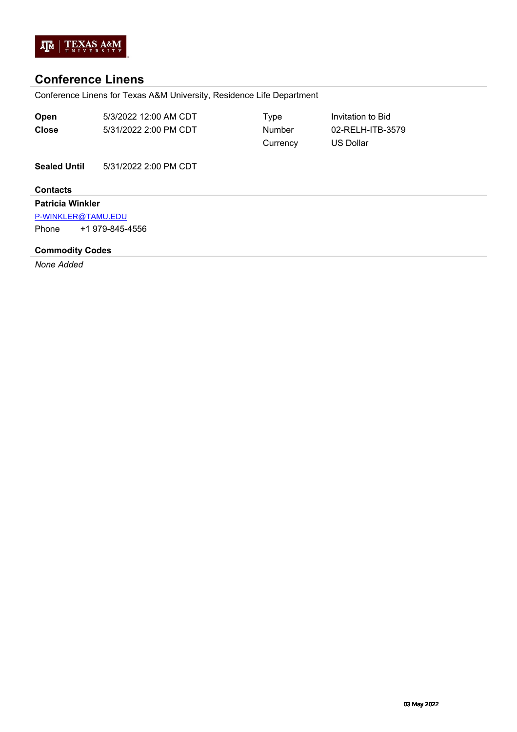# Conference Linens

Conference Linens for Texas A&M University, Residence Life Department

| | | | |
|---|---|---|---|
| **Open** | 5/3/2022 12:00 AM CDT | Type | Invitation to Bid |
| **Close** | 5/31/2022 2:00 PM CDT | Number | 02-RELH-ITB-3579 |
| | | Currency | US Dollar |

**Sealed Until** 5/31/2022 2:00 PM CDT

### Contacts

**Patricia Winkler**

P-WINKLER@TAMU.EDU

Phone +1 979-845-4556

### Commodity Codes

*None Added*

03 May 2022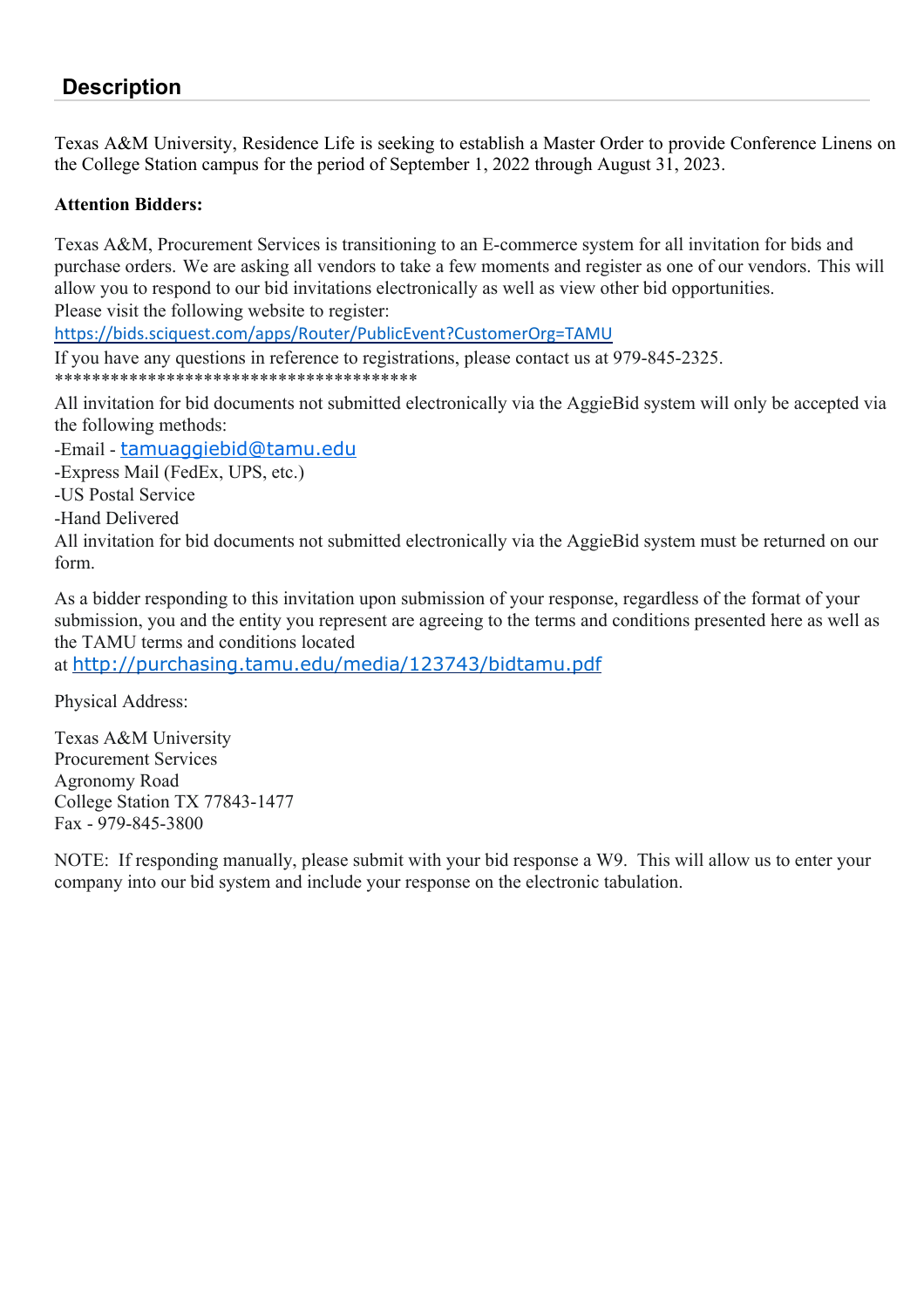## Description

Texas A&M University, Residence Life is seeking to establish a Master Order to provide Conference Linens on the College Station campus for the period of September 1, 2022 through August 31, 2023.

**Attention Bidders:**

Texas A&M, Procurement Services is transitioning to an E-commerce system for all invitation for bids and purchase orders. We are asking all vendors to take a few moments and register as one of our vendors. This will allow you to respond to our bid invitations electronically as well as view other bid opportunities.
Please visit the following website to register:
https://bids.sciquest.com/apps/Router/PublicEvent?CustomerOrg=TAMU
If you have any questions in reference to registrations, please contact us at 979-845-2325.
***************************************
All invitation for bid documents not submitted electronically via the AggieBid system will only be accepted via the following methods:
-Email - tamuaggiebid@tamu.edu
-Express Mail (FedEx, UPS, etc.)
-US Postal Service
-Hand Delivered
All invitation for bid documents not submitted electronically via the AggieBid system must be returned on our form.

As a bidder responding to this invitation upon submission of your response, regardless of the format of your submission, you and the entity you represent are agreeing to the terms and conditions presented here as well as the TAMU terms and conditions located at http://purchasing.tamu.edu/media/123743/bidtamu.pdf

Physical Address:

Texas A&M University
Procurement Services
Agronomy Road
College Station TX 77843-1477
Fax - 979-845-3800

NOTE: If responding manually, please submit with your bid response a W9. This will allow us to enter your company into our bid system and include your response on the electronic tabulation.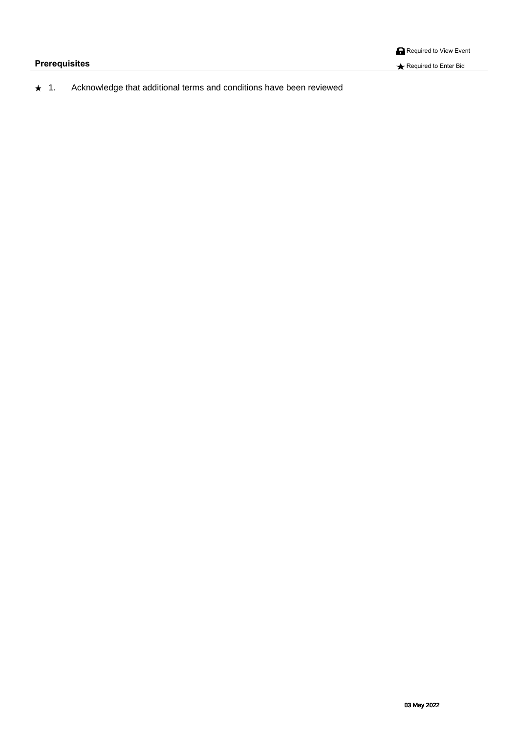Required to View Event

## Prerequisites

★ Required to Enter Bid

★ 1. Acknowledge that additional terms and conditions have been reviewed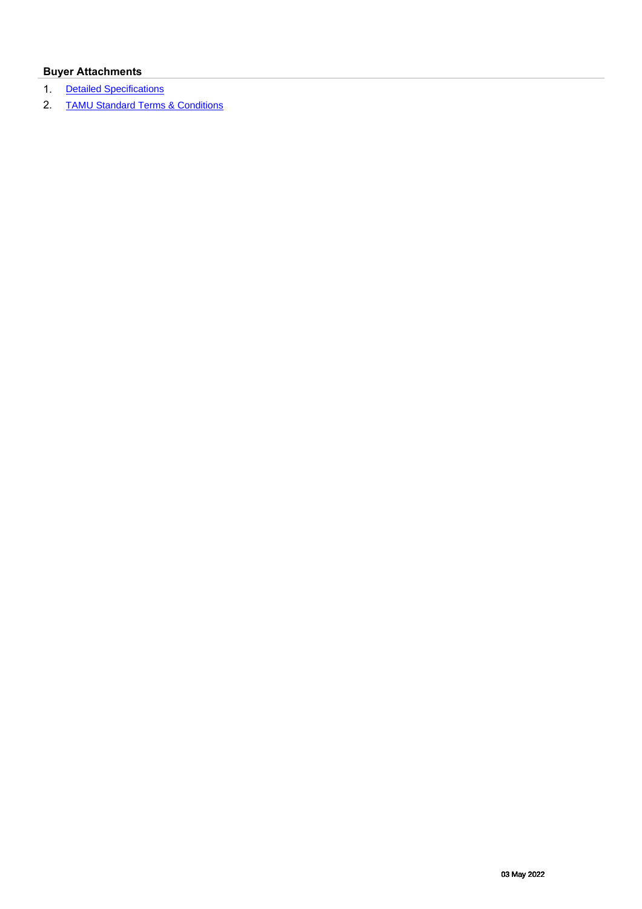**Buyer Attachments**

1. Detailed Specifications
2. TAMU Standard Terms & Conditions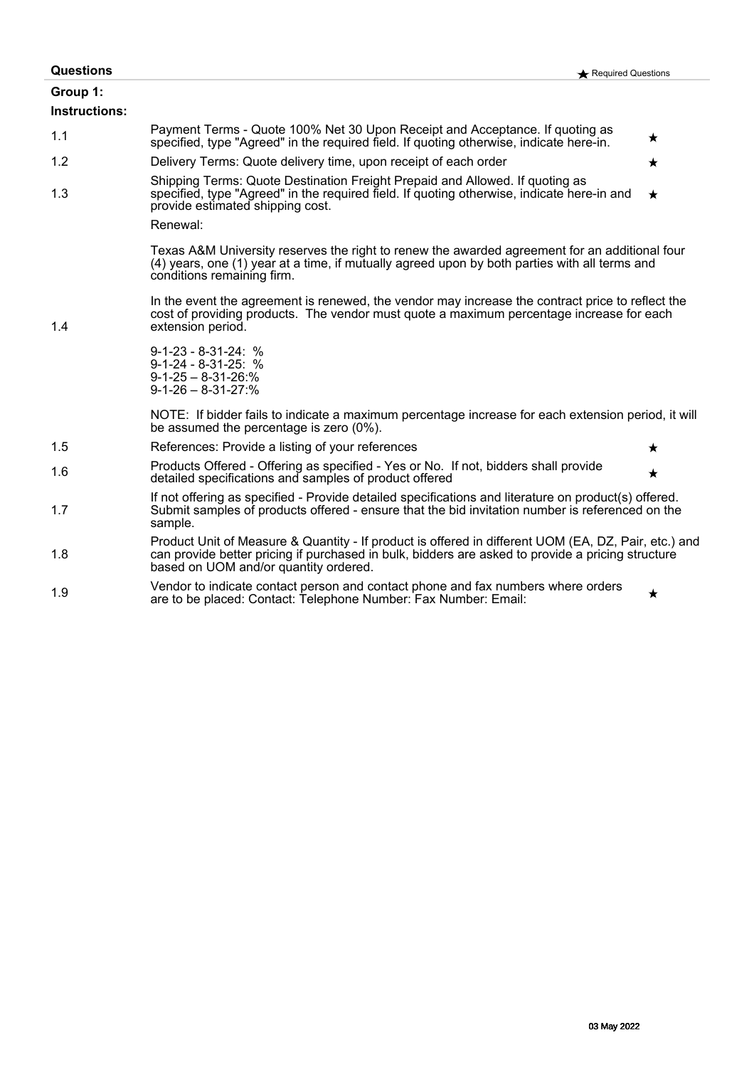**Questions** ★ Required Questions

**Group 1:**

**Instructions:**

| | | |
|---|---|---|
| 1.1 | Payment Terms - Quote 100% Net 30 Upon Receipt and Acceptance. If quoting as specified, type "Agreed" in the required field. If quoting otherwise, indicate here-in. | ★ |
| 1.2 | Delivery Terms: Quote delivery time, upon receipt of each order | ★ |
| 1.3 | Shipping Terms: Quote Destination Freight Prepaid and Allowed. If quoting as specified, type "Agreed" in the required field. If quoting otherwise, indicate here-in and provide estimated shipping cost. | ★ |
| 1.4 | Renewal:<br><br>Texas A&M University reserves the right to renew the awarded agreement for an additional four (4) years, one (1) year at a time, if mutually agreed upon by both parties with all terms and conditions remaining firm.<br><br>In the event the agreement is renewed, the vendor may increase the contract price to reflect the cost of providing products. The vendor must quote a maximum percentage increase for each extension period.<br><br>9-1-23 - 8-31-24: %<br>9-1-24 - 8-31-25: %<br>9-1-25 – 8-31-26:%<br>9-1-26 – 8-31-27:%<br><br>NOTE: If bidder fails to indicate a maximum percentage increase for each extension period, it will be assumed the percentage is zero (0%). | |
| 1.5 | References: Provide a listing of your references | ★ |
| 1.6 | Products Offered - Offering as specified - Yes or No. If not, bidders shall provide detailed specifications and samples of product offered | ★ |
| 1.7 | If not offering as specified - Provide detailed specifications and literature on product(s) offered. Submit samples of products offered - ensure that the bid invitation number is referenced on the sample. | |
| 1.8 | Product Unit of Measure & Quantity - If product is offered in different UOM (EA, DZ, Pair, etc.) and can provide better pricing if purchased in bulk, bidders are asked to provide a pricing structure based on UOM and/or quantity ordered. | |
| 1.9 | Vendor to indicate contact person and contact phone and fax numbers where orders are to be placed: Contact: Telephone Number: Fax Number: Email: | ★ |

03 May 2022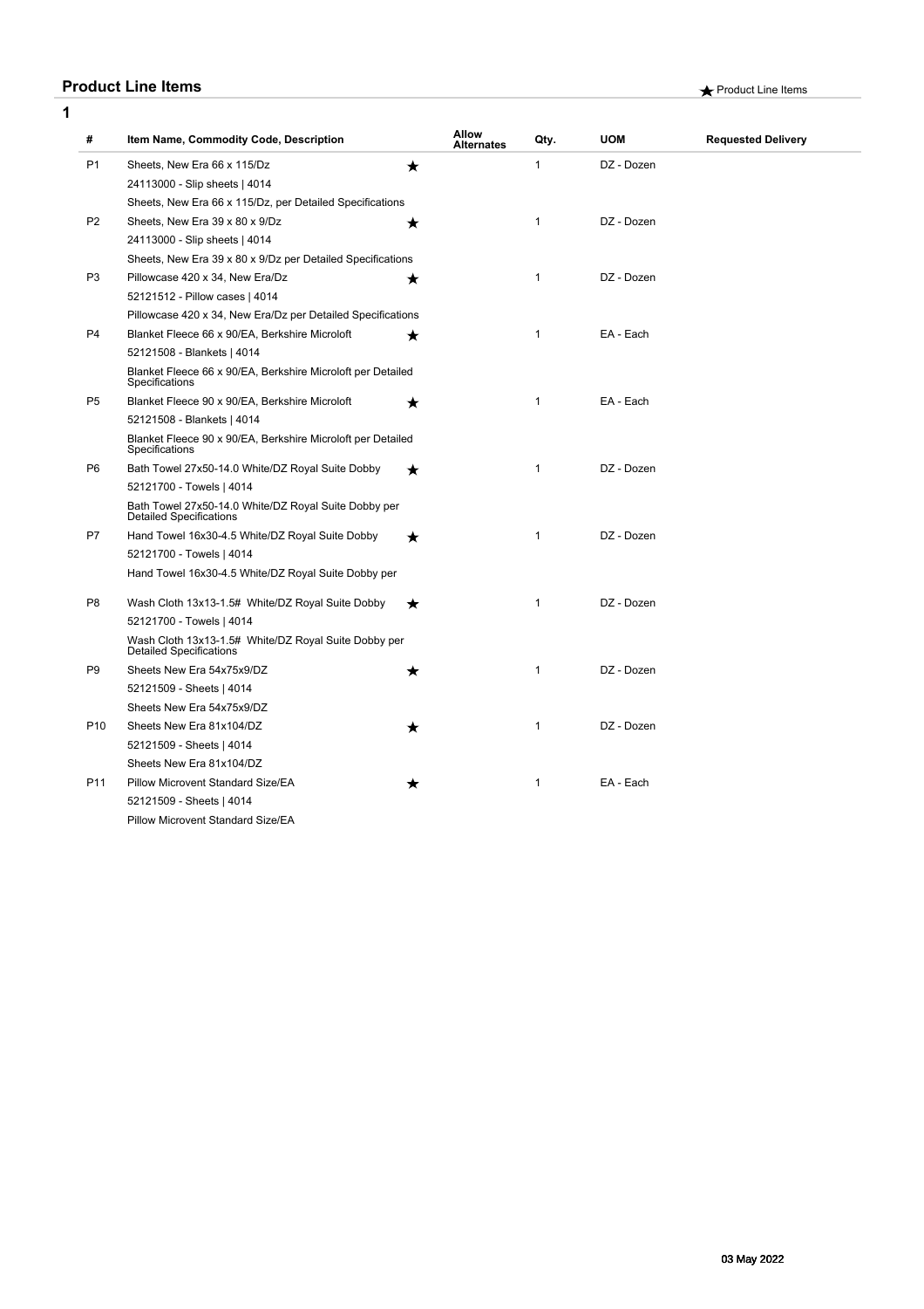## Product Line Items

★ Product Line Items

**1**

| # | Item Name, Commodity Code, Description | | Allow Alternates | Qty. | UOM | Requested Delivery |
|---|---|---|---|---|---|---|
| P1 | Sheets, New Era 66 x 115/Dz<br>24113000 - Slip sheets \| 4014<br>Sheets, New Era 66 x 115/Dz, per Detailed Specifications | ★ | | 1 | DZ - Dozen | |
| P2 | Sheets, New Era 39 x 80 x 9/Dz<br>24113000 - Slip sheets \| 4014<br>Sheets, New Era 39 x 80 x 9/Dz per Detailed Specifications | ★ | | 1 | DZ - Dozen | |
| P3 | Pillowcase 420 x 34, New Era/Dz<br>52121512 - Pillow cases \| 4014<br>Pillowcase 420 x 34, New Era/Dz per Detailed Specifications | ★ | | 1 | DZ - Dozen | |
| P4 | Blanket Fleece 66 x 90/EA, Berkshire Microloft<br>52121508 - Blankets \| 4014<br>Blanket Fleece 66 x 90/EA, Berkshire Microloft per Detailed Specifications | ★ | | 1 | EA - Each | |
| P5 | Blanket Fleece 90 x 90/EA, Berkshire Microloft<br>52121508 - Blankets \| 4014<br>Blanket Fleece 90 x 90/EA, Berkshire Microloft per Detailed Specifications | ★ | | 1 | EA - Each | |
| P6 | Bath Towel 27x50-14.0 White/DZ Royal Suite Dobby<br>52121700 - Towels \| 4014<br>Bath Towel 27x50-14.0 White/DZ Royal Suite Dobby per Detailed Specifications | ★ | | 1 | DZ - Dozen | |
| P7 | Hand Towel 16x30-4.5 White/DZ Royal Suite Dobby<br>52121700 - Towels \| 4014<br>Hand Towel 16x30-4.5 White/DZ Royal Suite Dobby per | ★ | | 1 | DZ - Dozen | |
| P8 | Wash Cloth 13x13-1.5# White/DZ Royal Suite Dobby<br>52121700 - Towels \| 4014<br>Wash Cloth 13x13-1.5# White/DZ Royal Suite Dobby per Detailed Specifications | ★ | | 1 | DZ - Dozen | |
| P9 | Sheets New Era 54x75x9/DZ<br>52121509 - Sheets \| 4014<br>Sheets New Era 54x75x9/DZ | ★ | | 1 | DZ - Dozen | |
| P10 | Sheets New Era 81x104/DZ<br>52121509 - Sheets \| 4014<br>Sheets New Era 81x104/DZ | ★ | | 1 | DZ - Dozen | |
| P11 | Pillow Microvent Standard Size/EA<br>52121509 - Sheets \| 4014<br>Pillow Microvent Standard Size/EA | ★ | | 1 | EA - Each | |

03 May 2022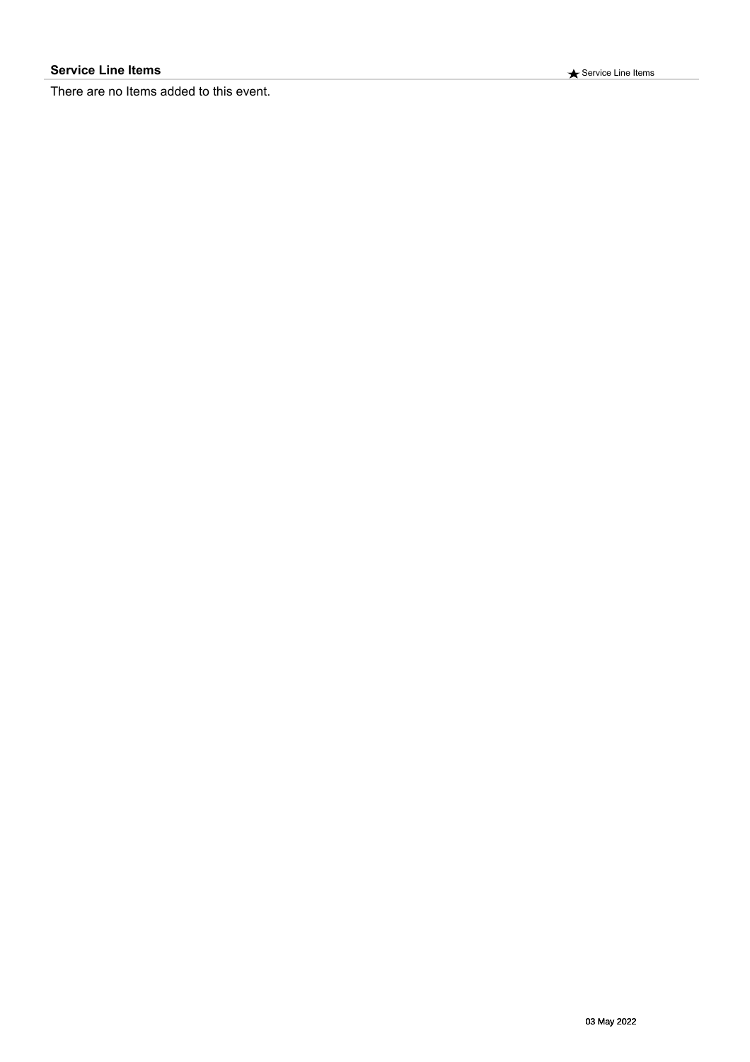## Service Line Items

★ Service Line Items

There are no Items added to this event.

03 May 2022